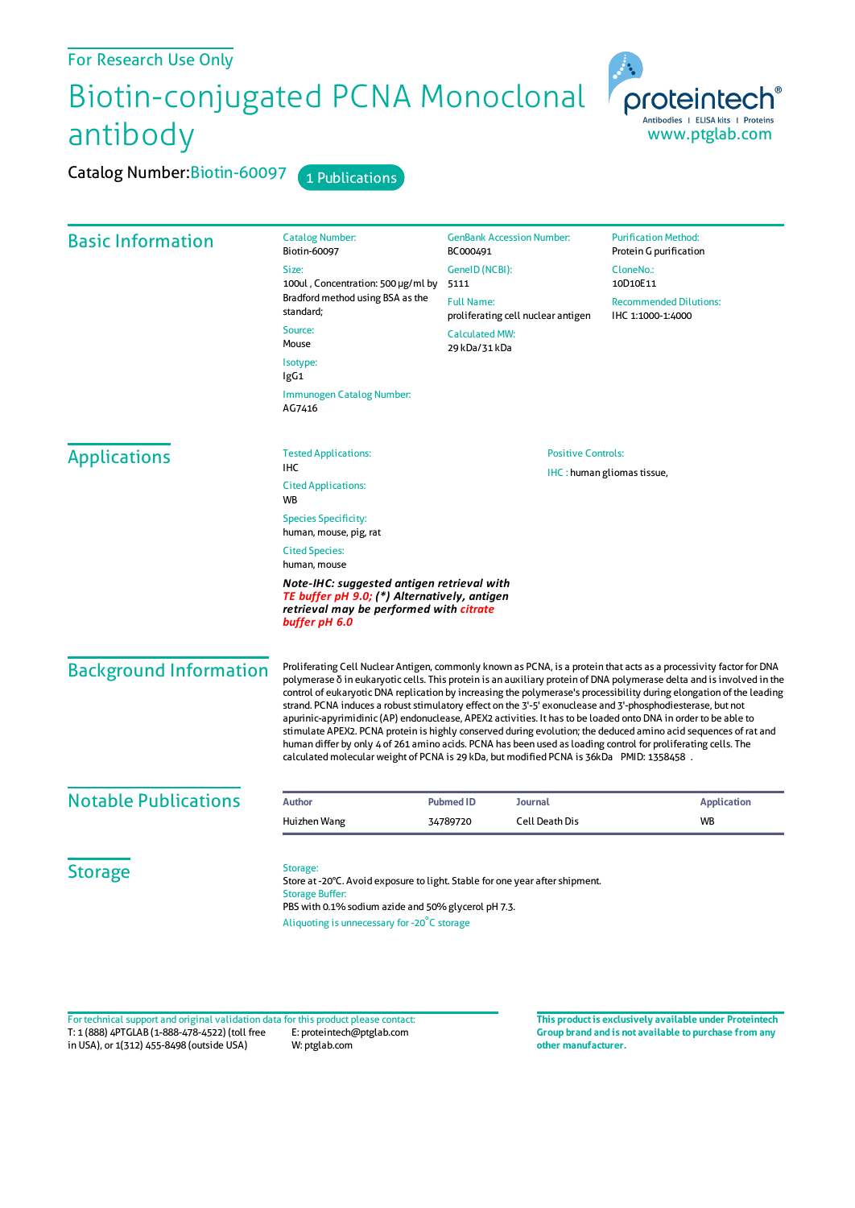For Research Use Only

# Biotin-conjugated PCNA Monoclonal antibody

**Catalog Number:** Biotin-60097 &nbsp; 1 Publications

proteintech® Antibodies | ELISA kits | Proteins
www.ptglab.com

## Basic Information

**Catalog Number:**
Biotin-60097

**Size:**
100ul , Concentration: 500 μg/ml by Bradford method using BSA as the standard;

**Source:**
Mouse

**Isotype:**
IgG1

**Immunogen Catalog Number:**
AG7416

**GenBank Accession Number:**
BC000491

**GeneID (NCBI):**
5111

**Full Name:**
proliferating cell nuclear antigen

**Calculated MW:**
29 kDa/31 kDa

**Purification Method:**
Protein G purification

**CloneNo.:**
10D10E11

**Recommended Dilutions:**
IHC 1:1000-1:4000

## Applications

**Tested Applications:**
IHC

**Cited Applications:**
WB

**Species Specificity:**
human, mouse, pig, rat

**Cited Species:**
human, mouse

***Note-IHC: suggested antigen retrieval with TE buffer pH 9.0; (\*) Alternatively, antigen retrieval may be performed with citrate buffer pH 6.0***

**Positive Controls:**

IHC : human gliomas tissue,

## Background Information

Proliferating Cell Nuclear Antigen, commonly known as PCNA, is a protein that acts as a processivity factor for DNA polymerase δ in eukaryotic cells. This protein is an auxiliary protein of DNA polymerase delta and is involved in the control of eukaryotic DNA replication by increasing the polymerase's processibility during elongation of the leading strand. PCNA induces a robust stimulatory effect on the 3'-5' exonuclease and 3'-phosphodiesterase, but not apurinic-apyrimidinic (AP) endonuclease, APEX2 activities. It has to be loaded onto DNA in order to be able to stimulate APEX2. PCNA protein is highly conserved during evolution; the deduced amino acid sequences of rat and human differ by only 4 of 261 amino acids. PCNA has been used as loading control for proliferating cells. The calculated molecular weight of PCNA is 29 kDa, but modified PCNA is 36kDa PMID: 1358458 .

## Notable Publications

| Author | Pubmed ID | Journal | Application |
| --- | --- | --- | --- |
| Huizhen Wang | 34789720 | Cell Death Dis | WB |

## Storage

**Storage:**
Store at -20°C. Avoid exposure to light. Stable for one year after shipment.

**Storage Buffer:**
PBS with 0.1% sodium azide and 50% glycerol pH 7.3.

Aliquoting is unnecessary for -20°C storage

For technical support and original validation data for this product please contact:
T: 1 (888) 4PTGLAB (1-888-478-4522) (toll free in USA), or 1(312) 455-8498 (outside USA)
E: proteintech@ptglab.com
W: ptglab.com

**This product is exclusively available under Proteintech Group brand and is not available to purchase from any other manufacturer.**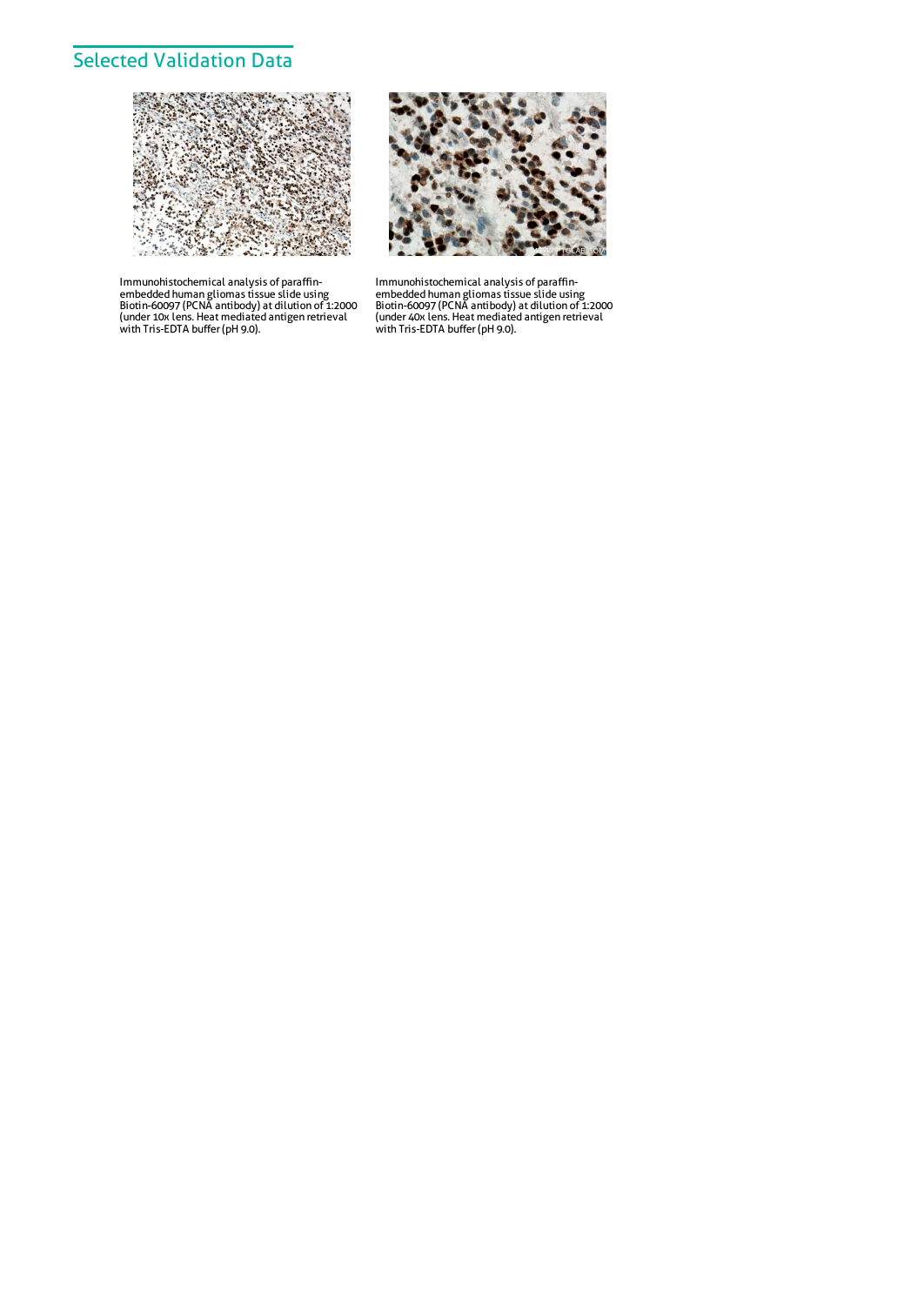## Selected Validation Data

Immunohistochemical analysis of paraffin-embedded human gliomas tissue slide using Biotin-60097 (PCNA antibody) at dilution of 1:2000 (under 10x lens. Heat mediated antigen retrieval with Tris-EDTA buffer (pH 9.0).

Immunohistochemical analysis of paraffin-embedded human gliomas tissue slide using Biotin-60097 (PCNA antibody) at dilution of 1:2000 (under 40x lens. Heat mediated antigen retrieval with Tris-EDTA buffer (pH 9.0).